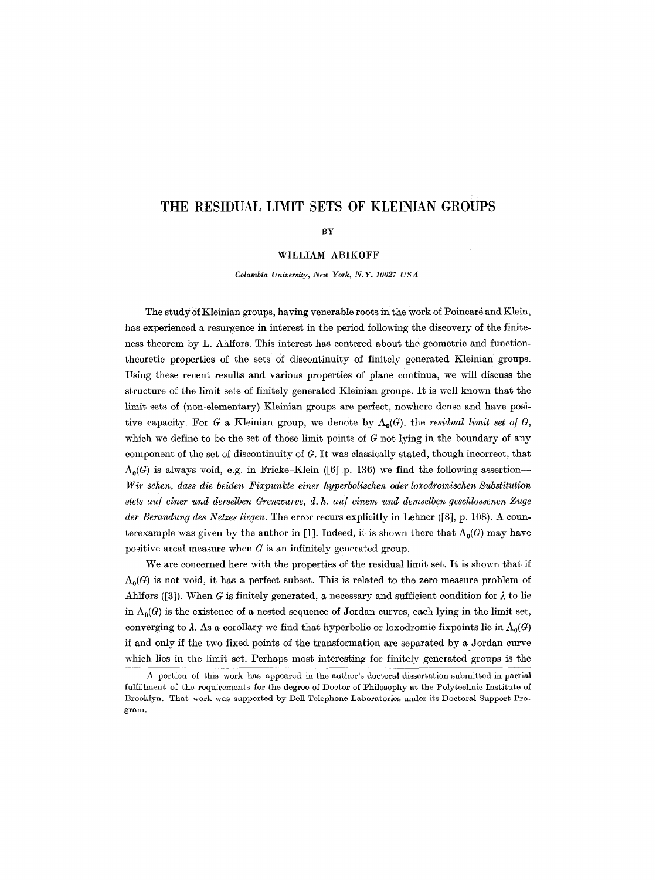# THE RESIDUAL LIMIT SETS OF KLEINIAN GROUPS

BY

WILLIAM ABIKOFF

*Columbia University, New York, N.Y. 10027 USA*

The study of Kleinian groups, having venerable roots in the work of Poincaré and Klein, has experienced a resurgence in interest in the period following the discovery of the finiteness theorem by L. Ahlfors. This interest has centered about the geometric and function-theoretic properties of the sets of discontinuity of finitely generated Kleinian groups. Using these recent results and various properties of plane continua, we will discuss the structure of the limit sets of finitely generated Kleinian groups. It is well known that the limit sets of (non-elementary) Kleinian groups are perfect, nowhere dense and have positive capacity. For $G$ a Kleinian group, we denote by $\Lambda_0(G)$, the *residual limit set of G*, which we define to be the set of those limit points of $G$ not lying in the boundary of any component of the set of discontinuity of $G$. It was classically stated, though incorrect, that $\Lambda_0(G)$ is always void, e.g. in Fricke–Klein ([6] p. 136) we find the following assertion—*Wir sehen, dass die beiden Fixpunkte einer hyperbolischen oder loxodromischen Substitution stets auf einer und derselben Grenzcurve, d.h. auf einem und demselben geschlossenen Zuge der Berandung des Netzes liegen.* The error recurs explicitly in Lehner ([8], p. 108). A counterexample was given by the author in [1]. Indeed, it is shown there that $\Lambda_0(G)$ may have positive areal measure when $G$ is an infinitely generated group.

We are concerned here with the properties of the residual limit set. It is shown that if $\Lambda_0(G)$ is not void, it has a perfect subset. This is related to the zero-measure problem of Ahlfors ([3]). When $G$ is finitely generated, a necessary and sufficient condition for $\lambda$ to lie in $\Lambda_0(G)$ is the existence of a nested sequence of Jordan curves, each lying in the limit set, converging to $\lambda$. As a corollary we find that hyperbolic or loxodromic fixpoints lie in $\Lambda_0(G)$ if and only if the two fixed points of the transformation are separated by a Jordan curve which lies in the limit set. Perhaps most interesting for finitely generated groups is the

A portion of this work has appeared in the author's doctoral dissertation submitted in partial fulfillment of the requirements for the degree of Doctor of Philosophy at the Polytechnic Institute of Brooklyn. That work was supported by Bell Telephone Laboratories under its Doctoral Support Program.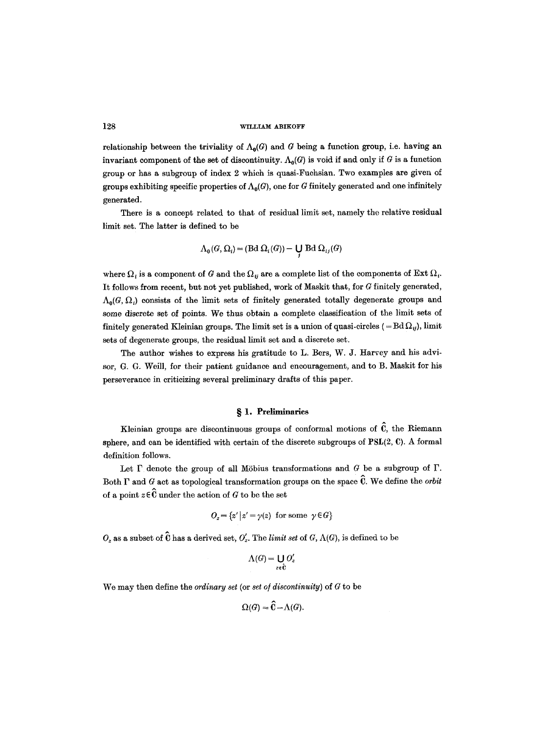relationship between the triviality of $\Lambda_0(G)$ and $G$ being a function group, i.e. having an invariant component of the set of discontinuity. $\Lambda_0(G)$ is void if and only if $G$ is a function group or has a subgroup of index 2 which is quasi-Fuchsian. Two examples are given of groups exhibiting specific properties of $\Lambda_0(G)$, one for $G$ finitely generated and one infinitely generated.

There is a concept related to that of residual limit set, namely the relative residual limit set. The latter is defined to be

$$\Lambda_0(G, \Omega_i) = (\text{Bd}\, \Omega_i(G)) - \bigcup_j \text{Bd}\, \Omega_{ij}(G)$$

where $\Omega_i$ is a component of $G$ and the $\Omega_{ij}$ are a complete list of the components of Ext $\Omega_i$. It follows from recent, but not yet published, work of Maskit that, for $G$ finitely generated, $\Lambda_0(G, \Omega_i)$ consists of the limit sets of finitely generated totally degenerate groups and some discrete set of points. We thus obtain a complete classification of the limit sets of finitely generated Kleinian groups. The limit set is a union of quasi-circles ($=\text{Bd}\, \Omega_{ij}$), limit sets of degenerate groups, the residual limit set and a discrete set.

The author wishes to express his gratitude to L. Bers, W. J. Harvey and his advisor, G. G. Weill, for their patient guidance and encouragement, and to B. Maskit for his perseverance in criticizing several preliminary drafts of this paper.

## § 1. Preliminaries

Kleinian groups are discontinuous groups of conformal motions of $\hat{\mathbf{C}}$, the Riemann sphere, and can be identified with certain of the discrete subgroups of $\mathbf{PSL}(2, \mathbf{C})$. A formal definition follows.

Let $\Gamma$ denote the group of all Möbius transformations and $G$ be a subgroup of $\Gamma$. Both $\Gamma$ and $G$ act as topological transformation groups on the space $\hat{\mathbf{C}}$. We define the *orbit* of a point $z \in \hat{\mathbf{C}}$ under the action of $G$ to be the set

$$O_z = \{z' \mid z' = \gamma(z) \text{ for some } \gamma \in G\}$$

$O_z$ as a subset of $\hat{\mathbf{C}}$ has a derived set, $O_z'$. The *limit set* of $G$, $\Lambda(G)$, is defined to be

$$\Lambda(G) = \bigcup_{z \in \hat{\mathbf{C}}} O_z'$$

We may then define the *ordinary set* (or *set of discontinuity*) of $G$ to be

$$\Omega(G) = \hat{\mathbf{C}} - \Lambda(G).$$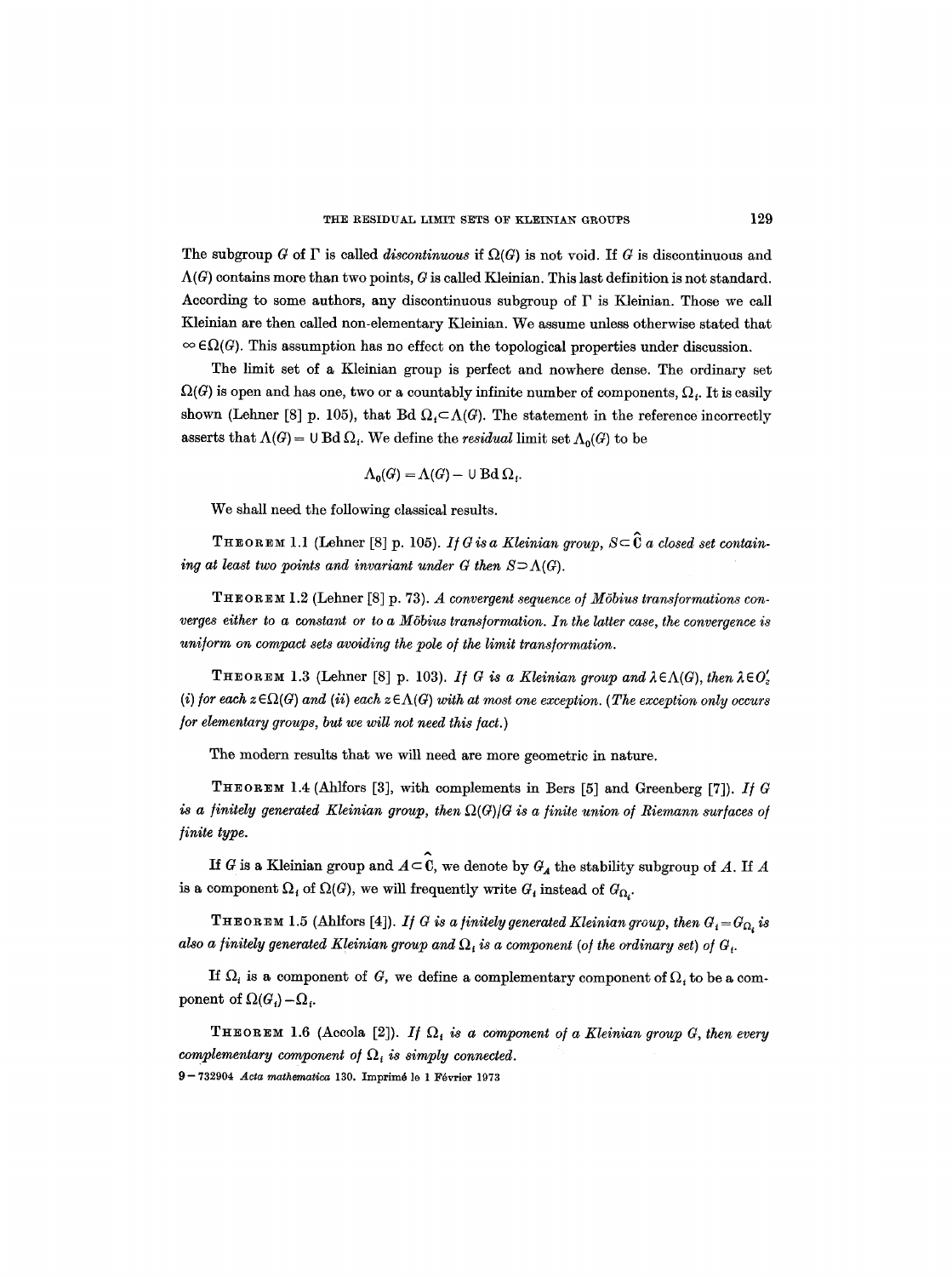The subgroup $G$ of $\Gamma$ is called *discontinuous* if $\Omega(G)$ is not void. If $G$ is discontinuous and $\Lambda(G)$ contains more than two points, $G$ is called Kleinian. This last definition is not standard. According to some authors, any discontinuous subgroup of $\Gamma$ is Kleinian. Those we call Kleinian are then called non-elementary Kleinian. We assume unless otherwise stated that $\infty \in \Omega(G)$. This assumption has no effect on the topological properties under discussion.

The limit set of a Kleinian group is perfect and nowhere dense. The ordinary set $\Omega(G)$ is open and has one, two or a countably infinite number of components, $\Omega_i$. It is easily shown (Lehner [8] p. 105), that $\operatorname{Bd} \Omega_i \subset \Lambda(G)$. The statement in the reference incorrectly asserts that $\Lambda(G) = \cup \operatorname{Bd} \Omega_i$. We define the *residual* limit set $\Lambda_0(G)$ to be

$$\Lambda_0(G) = \Lambda(G) - \cup \operatorname{Bd} \Omega_i.$$

We shall need the following classical results.

THEOREM 1.1 (Lehner [8] p. 105). *If $G$ is a Kleinian group, $S \subset \hat{\mathbf{C}}$ a closed set containing at least two points and invariant under $G$ then $S \supset \Lambda(G)$.*

THEOREM 1.2 (Lehner [8] p. 73). *A convergent sequence of Möbius transformations converges either to a constant or to a Möbius transformation. In the latter case, the convergence is uniform on compact sets avoiding the pole of the limit transformation.*

THEOREM 1.3 (Lehner [8] p. 103). *If $G$ is a Kleinian group and $\lambda \in \Lambda(G)$, then $\lambda \in O'_z$ (i) for each $z \in \Omega(G)$ and (ii) each $z \in \Lambda(G)$ with at most one exception. (The exception only occurs for elementary groups, but we will not need this fact.)*

The modern results that we will need are more geometric in nature.

THEOREM 1.4 (Ahlfors [3], with complements in Bers [5] and Greenberg [7]). *If $G$ is a finitely generated Kleinian group, then $\Omega(G)/G$ is a finite union of Riemann surfaces of finite type.*

If $G$ is a Kleinian group and $A \subset \hat{\mathbf{C}}$, we denote by $G_A$ the stability subgroup of $A$. If $A$ is a component $\Omega_i$ of $\Omega(G)$, we will frequently write $G_i$ instead of $G_{\Omega_i}$.

THEOREM 1.5 (Ahlfors [4]). *If $G$ is a finitely generated Kleinian group, then $G_i = G_{\Omega_i}$ is also a finitely generated Kleinian group and $\Omega_i$ is a component (of the ordinary set) of $G_i$.*

If $\Omega_i$ is a component of $G$, we define a complementary component of $\Omega_i$ to be a component of $\Omega(G_i) - \Omega_i$.

THEOREM 1.6 (Accola [2]). *If $\Omega_i$ is a component of a Kleinian group $G$, then every complementary component of $\Omega_i$ is simply connected.*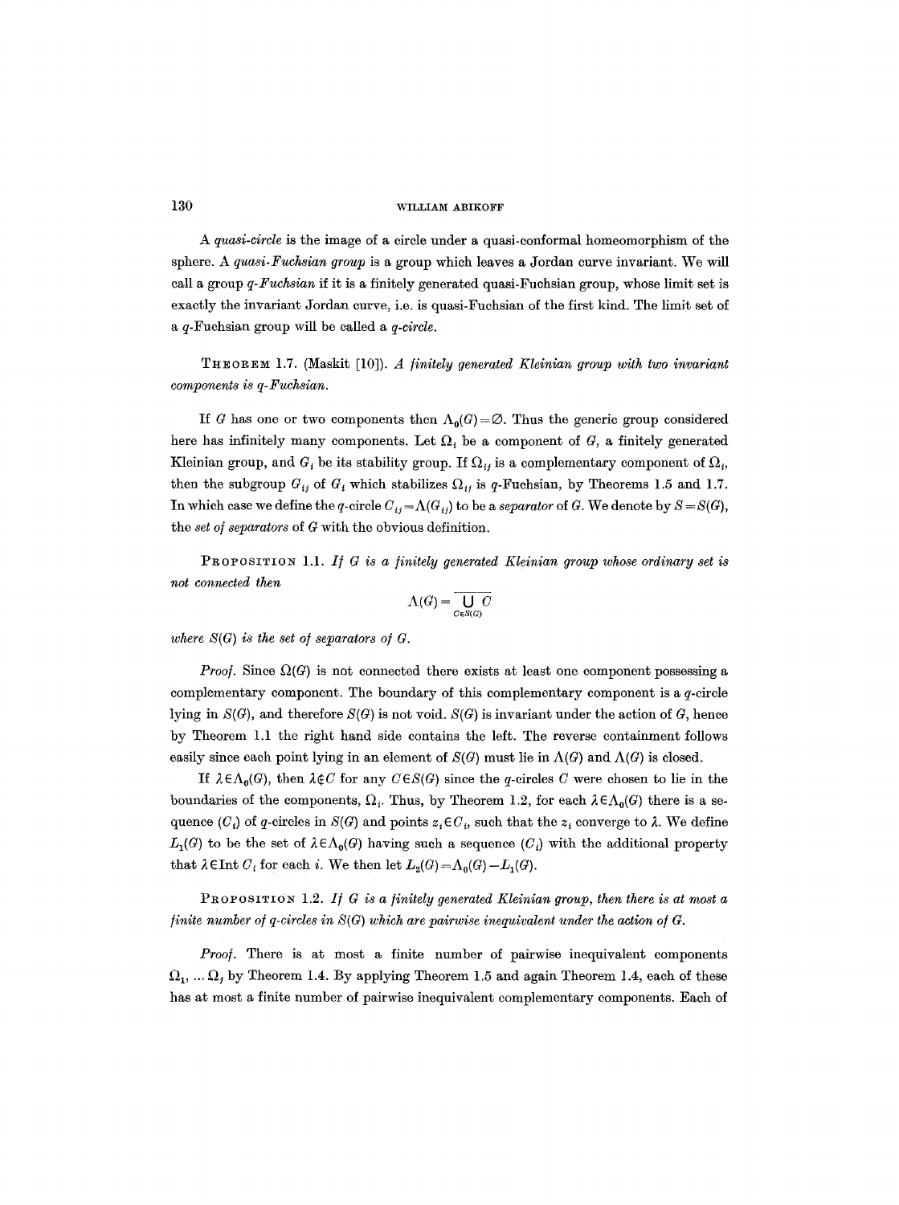A *quasi-circle* is the image of a circle under a quasi-conformal homeomorphism of the sphere. A *quasi-Fuchsian group* is a group which leaves a Jordan curve invariant. We will call a group *q-Fuchsian* if it is a finitely generated quasi-Fuchsian group, whose limit set is exactly the invariant Jordan curve, i.e. is quasi-Fuchsian of the first kind. The limit set of a $q$-Fuchsian group will be called a *q-circle*.

THEOREM 1.7. (Maskit [10]). *A finitely generated Kleinian group with two invariant components is q-Fuchsian.*

If $G$ has one or two components then $\Lambda_0(G)=\varnothing$. Thus the generic group considered here has infinitely many components. Let $\Omega_i$ be a component of $G$, a finitely generated Kleinian group, and $G_i$ be its stability group. If $\Omega_{ij}$ is a complementary component of $\Omega_i$, then the subgroup $G_{ij}$ of $G_i$ which stabilizes $\Omega_{ij}$ is $q$-Fuchsian, by Theorems 1.5 and 1.7. In which case we define the $q$-circle $C_{ij}=\Lambda(G_{ij})$ to be a *separator* of $G$. We denote by $S=S(G)$, the *set of separators* of $G$ with the obvious definition.

PROPOSITION 1.1. *If $G$ is a finitely generated Kleinian group whose ordinary set is not connected then*

$$\Lambda(G)=\overline{\bigcup_{C\in S(G)} C}$$

*where $S(G)$ is the set of separators of $G$.*

*Proof.* Since $\Omega(G)$ is not connected there exists at least one component possessing a complementary component. The boundary of this complementary component is a $q$-circle lying in $S(G)$, and therefore $S(G)$ is not void. $S(G)$ is invariant under the action of $G$, hence by Theorem 1.1 the right hand side contains the left. The reverse containment follows easily since each point lying in an element of $S(G)$ must lie in $\Lambda(G)$ and $\Lambda(G)$ is closed.

If $\lambda\in\Lambda_0(G)$, then $\lambda\notin C$ for any $C\in S(G)$ since the $q$-circles $C$ were chosen to lie in the boundaries of the components, $\Omega_i$. Thus, by Theorem 1.2, for each $\lambda\in\Lambda_0(G)$ there is a sequence $(C_i)$ of $q$-circles in $S(G)$ and points $z_i\in C_i$, such that the $z_i$ converge to $\lambda$. We define $L_1(G)$ to be the set of $\lambda\in\Lambda_0(G)$ having such a sequence $(C_i)$ with the additional property that $\lambda\in\operatorname{Int} C_i$ for each $i$. We then let $L_2(G)=\Lambda_0(G)-L_1(G)$.

PROPOSITION 1.2. *If $G$ is a finitely generated Kleinian group, then there is at most a finite number of q-circles in $S(G)$ which are pairwise inequivalent under the action of $G$.*

*Proof.* There is at most a finite number of pairwise inequivalent components $\Omega_1, \dots \Omega_j$ by Theorem 1.4. By applying Theorem 1.5 and again Theorem 1.4, each of these has at most a finite number of pairwise inequivalent complementary components. Each of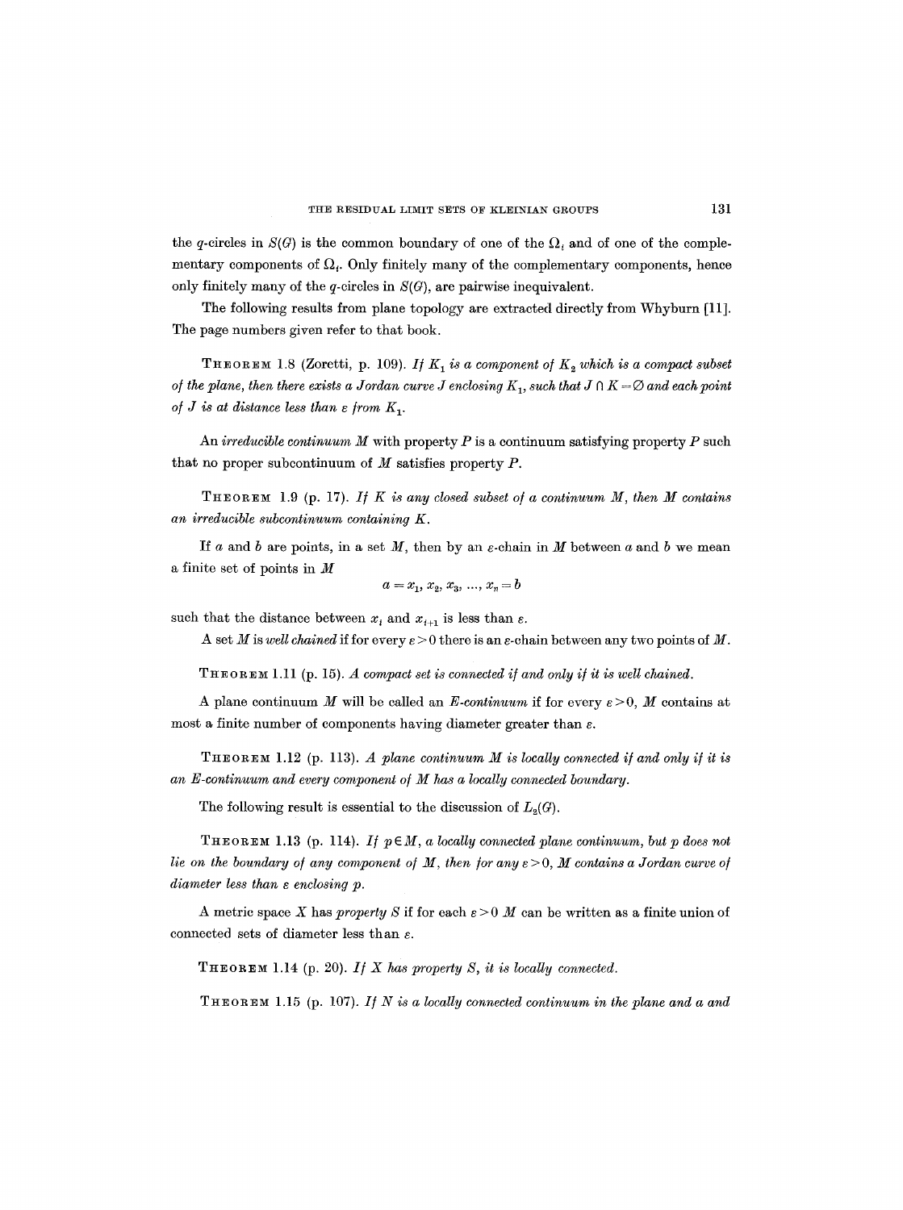the $q$-circles in $S(G)$ is the common boundary of one of the $\Omega_i$ and of one of the complementary components of $\Omega_i$. Only finitely many of the complementary components, hence only finitely many of the $q$-circles in $S(G)$, are pairwise inequivalent.

The following results from plane topology are extracted directly from Whyburn [11]. The page numbers given refer to that book.

THEOREM 1.8 (Zoretti, p. 109). *If $K_1$ is a component of $K_2$ which is a compact subset of the plane, then there exists a Jordan curve $J$ enclosing $K_1$, such that $J \cap K = \emptyset$ and each point of $J$ is at distance less than $\varepsilon$ from $K_1$.*

An *irreducible continuum* $M$ with property $P$ is a continuum satisfying property $P$ such that no proper subcontinuum of $M$ satisfies property $P$.

THEOREM 1.9 (p. 17). *If $K$ is any closed subset of a continuum $M$, then $M$ contains an irreducible subcontinuum containing $K$.*

If $a$ and $b$ are points, in a set $M$, then by an $\varepsilon$-chain in $M$ between $a$ and $b$ we mean a finite set of points in $M$

$$a = x_1, x_2, x_3, \ldots, x_n = b$$

such that the distance between $x_i$ and $x_{i+1}$ is less than $\varepsilon$.

A set $M$ is *well chained* if for every $\varepsilon > 0$ there is an $\varepsilon$-chain between any two points of $M$.

THEOREM 1.11 (p. 15). *A compact set is connected if and only if it is well chained.*

A plane continuum $M$ will be called an *E-continuum* if for every $\varepsilon > 0$, $M$ contains at most a finite number of components having diameter greater than $\varepsilon$.

THEOREM 1.12 (p. 113). *A plane continuum $M$ is locally connected if and only if it is an E-continuum and every component of $M$ has a locally connected boundary.*

The following result is essential to the discussion of $L_2(G)$.

THEOREM 1.13 (p. 114). *If $p \in M$, a locally connected plane continuum, but $p$ does not lie on the boundary of any component of $M$, then for any $\varepsilon > 0$, $M$ contains a Jordan curve of diameter less than $\varepsilon$ enclosing $p$.*

A metric space $X$ has *property S* if for each $\varepsilon > 0$ $M$ can be written as a finite union of connected sets of diameter less than $\varepsilon$.

THEOREM 1.14 (p. 20). *If $X$ has property $S$, it is locally connected.*

THEOREM 1.15 (p. 107). *If $N$ is a locally connected continuum in the plane and $a$ and*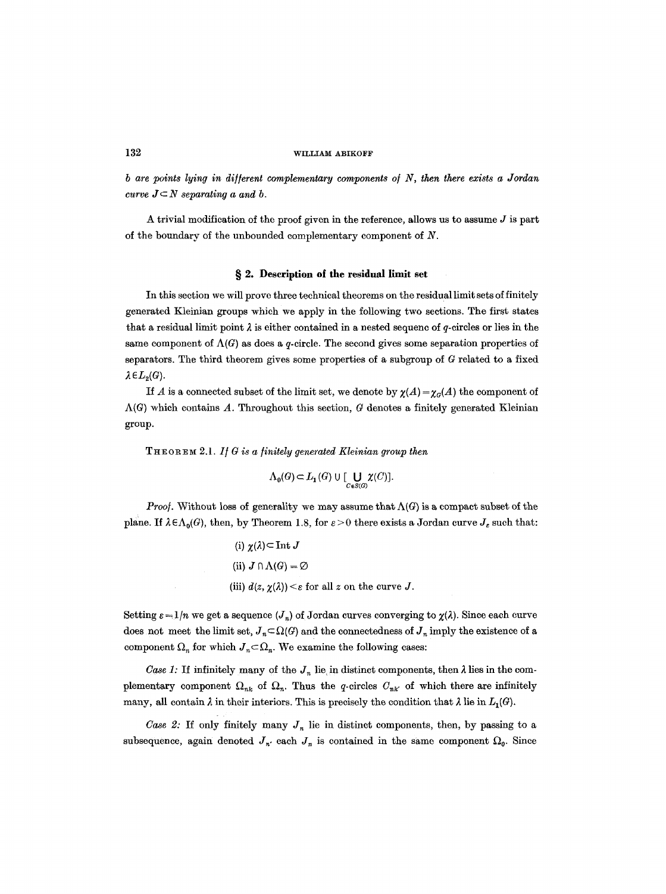*b are points lying in different complementary components of $N$, then there exists a Jordan curve $J \subset N$ separating $a$ and $b$.*

A trivial modification of the proof given in the reference, allows us to assume $J$ is part of the boundary of the unbounded complementary component of $N$.

## § 2. Description of the residual limit set

In this section we will prove three technical theorems on the residual limit sets of finitely generated Kleinian groups which we apply in the following two sections. The first states that a residual limit point $\lambda$ is either contained in a nested sequenc of $q$-circles or lies in the same component of $\Lambda(G)$ as does a $q$-circle. The second gives some separation properties of separators. The third theorem gives some properties of a subgroup of $G$ related to a fixed $\lambda \in L_2(G)$.

If $A$ is a connected subset of the limit set, we denote by $\chi(A) = \chi_G(A)$ the component of $\Lambda(G)$ which contains $A$. Throughout this section, $G$ denotes a finitely generated Kleinian group.

THEOREM 2.1. *If $G$ is a finitely generated Kleinian group then*

$$\Lambda_0(G) \subset L_1(G) \cup [\bigcup_{C \in S(G)} \chi(C)].$$

*Proof.* Without loss of generality we may assume that $\Lambda(G)$ is a compact subset of the plane. If $\lambda \in \Lambda_0(G)$, then, by Theorem 1.8, for $\varepsilon > 0$ there exists a Jordan curve $J_\varepsilon$ such that:

(i) $\chi(\lambda) \subset \operatorname{Int} J$

(ii) $J \cap \Lambda(G) = \varnothing$

(iii) $d(z, \chi(\lambda)) < \varepsilon$ for all $z$ on the curve $J$.

Setting $\varepsilon = 1/n$ we get a sequence $(J_n)$ of Jordan curves converging to $\chi(\lambda)$. Since each curve does not meet the limit set, $J_n \subset \Omega(G)$ and the connectedness of $J_n$ imply the existence of a component $\Omega_n$ for which $J_n \subset \Omega_n$. We examine the following cases:

*Case 1:* If infinitely many of the $J_n$ lie in distinct components, then $\lambda$ lies in the complementary component $\Omega_{nk}$ of $\Omega_n$. Thus the $q$-circles $C_{nk'}$ of which there are infinitely many, all contain $\lambda$ in their interiors. This is precisely the condition that $\lambda$ lie in $L_1(G)$.

*Case 2:* If only finitely many $J_n$ lie in distinct components, then, by passing to a subsequence, again denoted $J_n$, each $J_n$ is contained in the same component $\Omega_0$. Since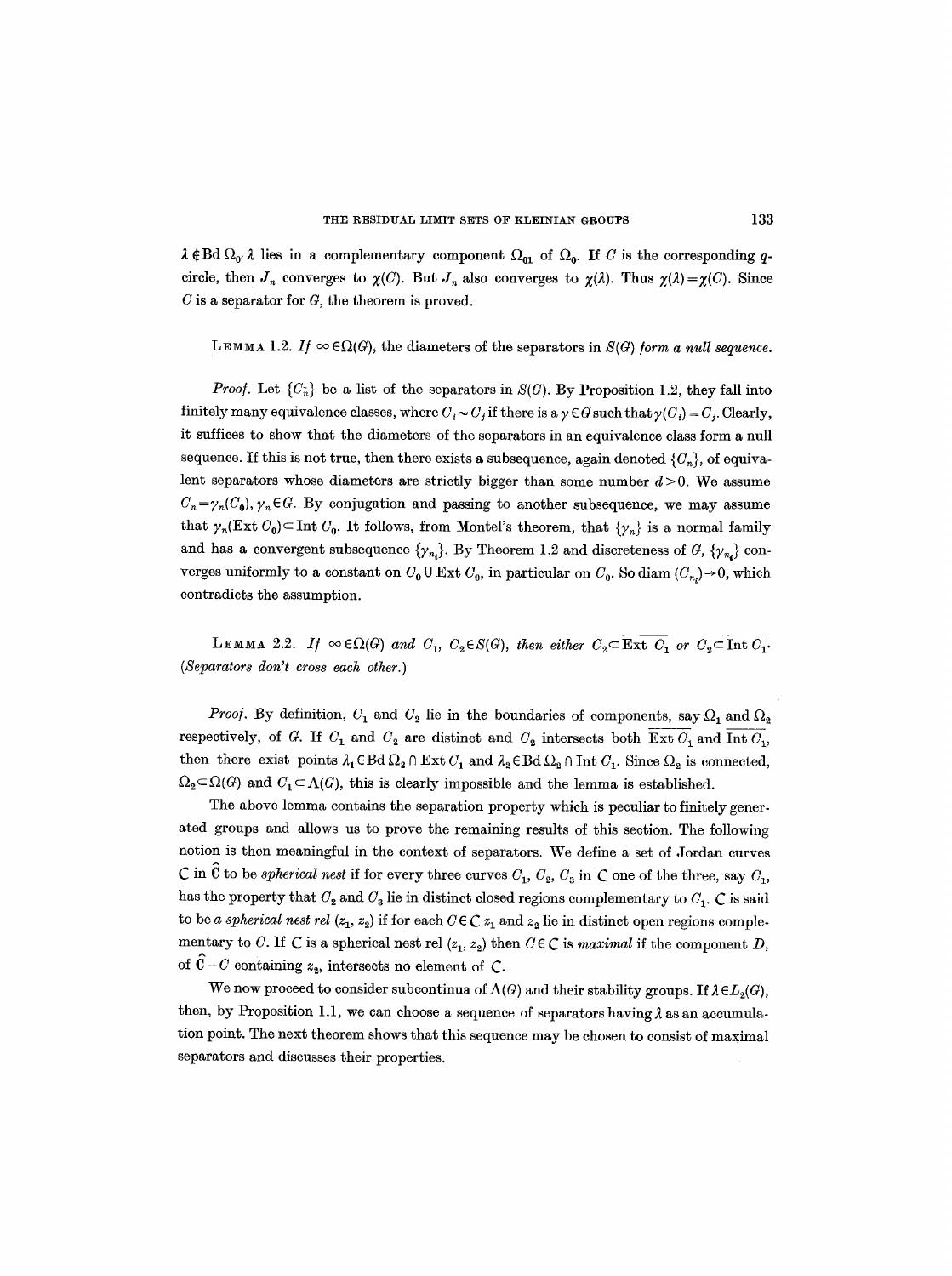$\lambda \notin \text{Bd}\, \Omega_0$, $\lambda$ lies in a complementary component $\Omega_{01}$ of $\Omega_0$. If $C$ is the corresponding $q$-circle, then $J_n$ converges to $\chi(C)$. But $J_n$ also converges to $\chi(\lambda)$. Thus $\chi(\lambda) = \chi(C)$. Since $C$ is a separator for $G$, the theorem is proved.

LEMMA 1.2. *If $\infty \in \Omega(G)$, the diameters of the separators in $S(G)$ form a null sequence.*

*Proof.* Let $\{C_n\}$ be a list of the separators in $S(G)$. By Proposition 1.2, they fall into finitely many equivalence classes, where $C_i \sim C_j$ if there is a $\gamma \in G$ such that $\gamma(C_i) = C_j$. Clearly, it suffices to show that the diameters of the separators in an equivalence class form a null sequence. If this is not true, then there exists a subsequence, again denoted $\{C_n\}$, of equivalent separators whose diameters are strictly bigger than some number $d > 0$. We assume $C_n = \gamma_n(C_0)$, $\gamma_n \in G$. By conjugation and passing to another subsequence, we may assume that $\gamma_n(\text{Ext}\, C_0) \subset \text{Int}\, C_0$. It follows, from Montel's theorem, that $\{\gamma_n\}$ is a normal family and has a convergent subsequence $\{\gamma_{n_i}\}$. By Theorem 1.2 and discreteness of $G$, $\{\gamma_{n_i}\}$ converges uniformly to a constant on $C_0 \cup \text{Ext}\, C_0$, in particular on $C_0$. So $\text{diam}\,(C_{n_i}) \to 0$, which contradicts the assumption.

LEMMA 2.2. *If $\infty \in \Omega(G)$ and $C_1, C_2 \in S(G)$, then either $C_2 \subset \overline{\text{Ext}\, C_1}$ or $C_2 \subset \overline{\text{Int}\, C_1}$. (Separators don't cross each other.)*

*Proof.* By definition, $C_1$ and $C_2$ lie in the boundaries of components, say $\Omega_1$ and $\Omega_2$ respectively, of $G$. If $C_1$ and $C_2$ are distinct and $C_2$ intersects both $\overline{\text{Ext}\, C_1}$ and $\overline{\text{Int}\, C_1}$, then there exist points $\lambda_1 \in \text{Bd}\, \Omega_2 \cap \text{Ext}\, C_1$ and $\lambda_2 \in \text{Bd}\, \Omega_2 \cap \text{Int}\, C_1$. Since $\Omega_2$ is connected, $\Omega_2 \subset \Omega(G)$ and $C_1 \subset \Lambda(G)$, this is clearly impossible and the lemma is established.

The above lemma contains the separation property which is peculiar to finitely generated groups and allows us to prove the remaining results of this section. The following notion is then meaningful in the context of separators. We define a set of Jordan curves $\mathcal{C}$ in $\hat{\mathbf{C}}$ to be *spherical nest* if for every three curves $C_1$, $C_2$, $C_3$ in $\mathcal{C}$ one of the three, say $C_1$, has the property that $C_2$ and $C_3$ lie in distinct closed regions complementary to $C_1$. $\mathcal{C}$ is said to be *a spherical nest rel* $(z_1, z_2)$ if for each $C \in \mathcal{C}$ $z_1$ and $z_2$ lie in distinct open regions complementary to $C$. If $\mathcal{C}$ is a spherical nest rel $(z_1, z_2)$ then $C \in \mathcal{C}$ is *maximal* if the component $D$, of $\hat{\mathbf{C}} - C$ containing $z_2$, intersects no element of $\mathcal{C}$.

We now proceed to consider subcontinua of $\Lambda(G)$ and their stability groups. If $\lambda \in L_2(G)$, then, by Proposition 1.1, we can choose a sequence of separators having $\lambda$ as an accumulation point. The next theorem shows that this sequence may be chosen to consist of maximal separators and discusses their properties.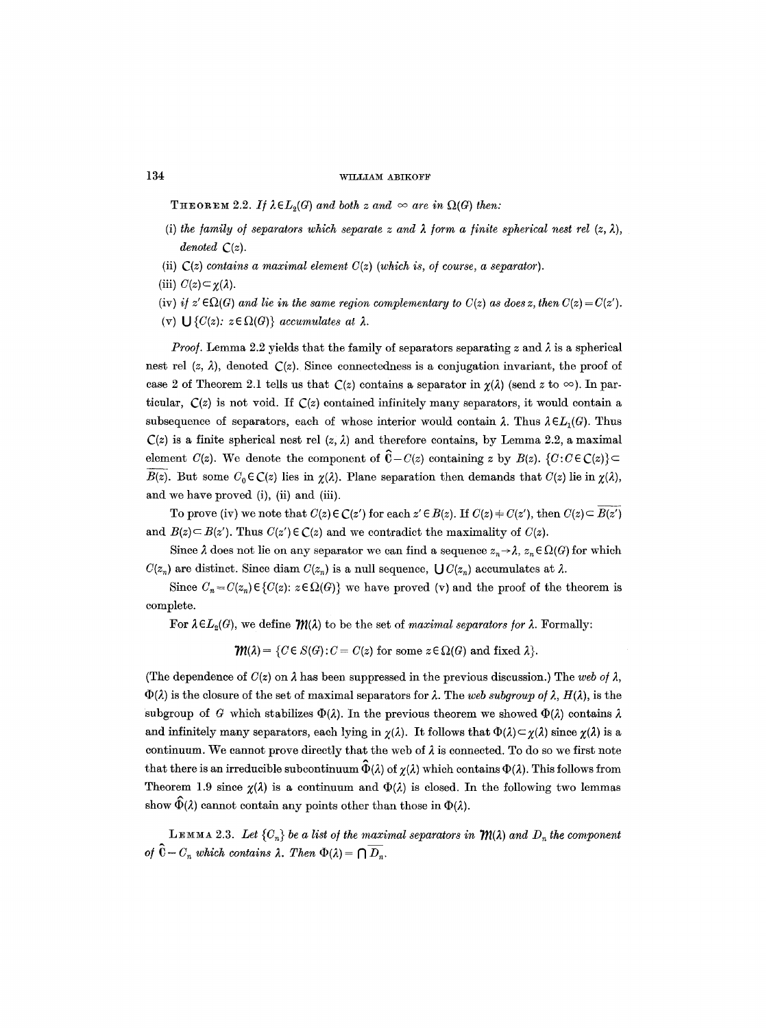**Theorem 2.2.** *If $\lambda \in L_2(G)$ and both $z$ and $\infty$ are in $\Omega(G)$ then:*

(i) *the family of separators which separate $z$ and $\lambda$ form a finite spherical nest rel $(z, \lambda)$, denoted $\mathcal{C}(z)$.*

(ii) *$\mathcal{C}(z)$ contains a maximal element $C(z)$ (which is, of course, a separator).*

(iii) *$C(z) \subset \chi(\lambda)$.*

(iv) *if $z' \in \Omega(G)$ and lie in the same region complementary to $C(z)$ as does $z$, then $C(z) = C(z')$.*

(v) *$\bigcup \{C(z): z \in \Omega(G)\}$ accumulates at $\lambda$.*

*Proof.* Lemma 2.2 yields that the family of separators separating $z$ and $\lambda$ is a spherical nest rel $(z, \lambda)$, denoted $\mathcal{C}(z)$. Since connectedness is a conjugation invariant, the proof of case 2 of Theorem 2.1 tells us that $\mathcal{C}(z)$ contains a separator in $\chi(\lambda)$ (send $z$ to $\infty$). In particular, $\mathcal{C}(z)$ is not void. If $\mathcal{C}(z)$ contained infinitely many separators, it would contain a subsequence of separators, each of whose interior would contain $\lambda$. Thus $\lambda \in L_1(G)$. Thus $\mathcal{C}(z)$ is a finite spherical nest rel $(z, \lambda)$ and therefore contains, by Lemma 2.2, a maximal element $C(z)$. We denote the component of $\hat{\mathbf{C}} - C(z)$ containing $z$ by $B(z)$. $\{C: C \in \mathcal{C}(z)\} \subset \overline{B(z)}$. But some $C_0 \in \mathcal{C}(z)$ lies in $\chi(\lambda)$. Plane separation then demands that $C(z)$ lie in $\chi(\lambda)$, and we have proved (i), (ii) and (iii).

To prove (iv) we note that $C(z) \in \mathcal{C}(z')$ for each $z' \in B(z)$. If $C(z) \neq C(z')$, then $C(z) \subset \overline{B(z')}$ and $B(z) \subset B(z')$. Thus $C(z') \in \mathcal{C}(z)$ and we contradict the maximality of $C(z)$.

Since $\lambda$ does not lie on any separator we can find a sequence $z_n \to \lambda$, $z_n \in \Omega(G)$ for which $C(z_n)$ are distinct. Since diam $C(z_n)$ is a null sequence, $\bigcup C(z_n)$ accumulates at $\lambda$.

Since $C_n = C(z_n) \in \{C(z): z \in \Omega(G)\}$ we have proved (v) and the proof of the theorem is complete.

For $\lambda \in L_2(G)$, we define $\mathcal{M}(\lambda)$ to be the set of *maximal separators for* $\lambda$. Formally:

$$\mathcal{M}(\lambda) = \{C \in S(G): C = C(z) \text{ for some } z \in \Omega(G) \text{ and fixed } \lambda\}.$$

(The dependence of $C(z)$ on $\lambda$ has been suppressed in the previous discussion.) The *web of* $\lambda$, $\Phi(\lambda)$ is the closure of the set of maximal separators for $\lambda$. The *web subgroup of* $\lambda$, $H(\lambda)$, is the subgroup of $G$ which stabilizes $\Phi(\lambda)$. In the previous theorem we showed $\Phi(\lambda)$ contains $\lambda$ and infinitely many separators, each lying in $\chi(\lambda)$. It follows that $\Phi(\lambda) \subset \chi(\lambda)$ since $\chi(\lambda)$ is a continuum. We cannot prove directly that the web of $\lambda$ is connected. To do so we first note that there is an irreducible subcontinuum $\hat{\Phi}(\lambda)$ of $\chi(\lambda)$ which contains $\Phi(\lambda)$. This follows from Theorem 1.9 since $\chi(\lambda)$ is a continuum and $\Phi(\lambda)$ is closed. In the following two lemmas show $\hat{\Phi}(\lambda)$ cannot contain any points other than those in $\Phi(\lambda)$.

**Lemma 2.3.** *Let $\{C_n\}$ be a list of the maximal separators in $\mathcal{M}(\lambda)$ and $D_n$ the component of $\hat{\mathbf{C}} - C_n$ which contains $\lambda$. Then $\Phi(\lambda) = \bigcap \overline{D_n}$.*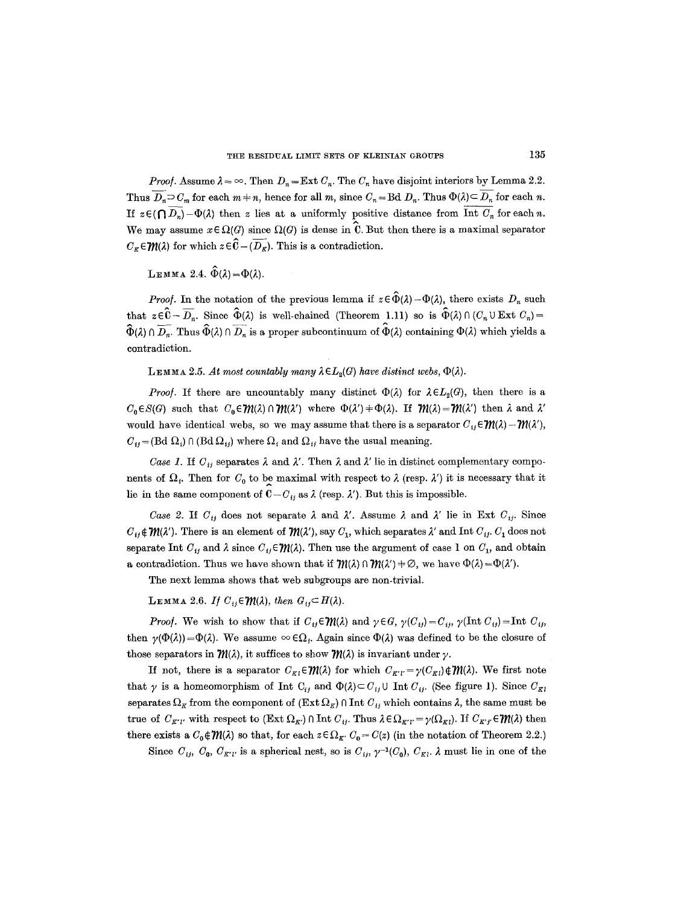*Proof.* Assume $\lambda = \infty$. Then $D_n = \text{Ext } C_n$. The $C_n$ have disjoint interiors by Lemma 2.2. Thus $\overline{D_n} \supset C_m$ for each $m \neq n$, hence for all $m$, since $C_n = \text{Bd } D_n$. Thus $\Phi(\lambda) \subset \overline{D_n}$ for each $n$. If $z \in (\bigcap \overline{D_n}) - \Phi(\lambda)$ then $z$ lies at a uniformly positive distance from $\overline{\text{Int } C_n}$ for each $n$. We may assume $x \in \Omega(G)$ since $\Omega(G)$ is dense in $\hat{\mathbf{C}}$. But then there is a maximal separator $C_K \in \mathcal{M}(\lambda)$ for which $z \in \hat{\mathbf{C}} - (\overline{D_K})$. This is a contradiction.

LEMMA 2.4. $\hat{\Phi}(\lambda) = \Phi(\lambda)$.

*Proof.* In the notation of the previous lemma if $z \in \hat{\Phi}(\lambda) - \Phi(\lambda)$, there exists $D_n$ such that $z \in \hat{\mathbf{C}} - \overline{D_n}$. Since $\hat{\Phi}(\lambda)$ is well-chained (Theorem 1.11) so is $\hat{\Phi}(\lambda) \cap (C_n \cup \text{Ext } C_n) = \hat{\Phi}(\lambda) \cap \overline{D_n}$. Thus $\hat{\Phi}(\lambda) \cap \overline{D_n}$ is a proper subcontinuum of $\hat{\Phi}(\lambda)$ containing $\Phi(\lambda)$ which yields a contradiction.

LEMMA 2.5. *At most countably many $\lambda \in L_2(G)$ have distinct webs, $\Phi(\lambda)$.*

*Proof.* If there are uncountably many distinct $\Phi(\lambda)$ for $\lambda \in L_2(G)$, then there is a $C_0 \in S(G)$ such that $C_0 \in \mathcal{M}(\lambda) \cap \mathcal{M}(\lambda')$ where $\Phi(\lambda') \neq \Phi(\lambda)$. If $\mathcal{M}(\lambda) = \mathcal{M}(\lambda')$ then $\lambda$ and $\lambda'$ would have identical webs, so we may assume that there is a separator $C_{ij} \in \mathcal{M}(\lambda) - \mathcal{M}(\lambda')$, $C_{ij} = (\text{Bd } \Omega_i) \cap (\text{Bd } \Omega_{ij})$ where $\Omega_i$ and $\Omega_{ij}$ have the usual meaning.

*Case 1.* If $C_{ij}$ separates $\lambda$ and $\lambda'$. Then $\lambda$ and $\lambda'$ lie in distinct complementary components of $\Omega_i$. Then for $C_0$ to be maximal with respect to $\lambda$ (resp. $\lambda'$) it is necessary that it lie in the same component of $\hat{\mathbf{C}} - C_{ij}$ as $\lambda$ (resp. $\lambda'$). But this is impossible.

*Case 2.* If $C_{ij}$ does not separate $\lambda$ and $\lambda'$. Assume $\lambda$ and $\lambda'$ lie in $\text{Ext } C_{ij}$. Since $C_{ij} \notin \mathcal{M}(\lambda')$. There is an element of $\mathcal{M}(\lambda')$, say $C_1$, which separates $\lambda'$ and $\text{Int } C_{ij}$. $C_1$ does not separate $\text{Int } C_{ij}$ and $\lambda$ since $C_{ij} \in \mathcal{M}(\lambda)$. Then use the argument of case 1 on $C_1$, and obtain a contradiction. Thus we have shown that if $\mathcal{M}(\lambda) \cap \mathcal{M}(\lambda') \neq \emptyset$, we have $\Phi(\lambda) = \Phi(\lambda')$.

The next lemma shows that web subgroups are non-trivial.

LEMMA 2.6. *If $C_{ij} \in \mathcal{M}(\lambda)$, then $G_{ij} \subset H(\lambda)$.*

*Proof.* We wish to show that if $C_{ij} \in \mathcal{M}(\lambda)$ and $\gamma \in G$, $\gamma(C_{ij}) = C_{ij}$, $\gamma(\text{Int } C_{ij}) = \text{Int } C_{ij}$, then $\gamma(\Phi(\lambda)) = \Phi(\lambda)$. We assume $\infty \in \Omega_i$. Again since $\Phi(\lambda)$ was defined to be the closure of those separators in $\mathcal{M}(\lambda)$, it suffices to show $\mathcal{M}(\lambda)$ is invariant under $\gamma$.

If not, there is a separator $C_{Kl} \in \mathcal{M}(\lambda)$ for which $C_{K'l'} = \gamma(C_{Kl}) \notin \mathcal{M}(\lambda)$. We first note that $\gamma$ is a homeomorphism of $\text{Int } C_{ij}$ and $\Phi(\lambda) \subset C_{ij} \cup \text{Int } C_{ij}$. (See figure 1). Since $C_{Kl}$ separates $\Omega_K$ from the component of $(\text{Ext } \Omega_K) \cap \text{Int } C_{ij}$ which contains $\lambda$, the same must be true of $C_{K'l'}$ with respect to $(\text{Ext } \Omega_{K'}) \cap \text{Int } C_{ij}$. Thus $\lambda \in \Omega_{K'l'} = \gamma(\Omega_{Kl})$. If $C_{K'l'} \in \mathcal{M}(\lambda)$ then there exists a $C_0 \notin \mathcal{M}(\lambda)$ so that, for each $z \in \Omega_{K'}$ $C_0 = C(z)$ (in the notation of Theorem 2.2.)

Since $C_{ij}$, $C_0$, $C_{K'l'}$ is a spherical nest, so is $C_{ij}$, $\gamma^{-1}(C_0)$, $C_{Kl}$. $\lambda$ must lie in one of the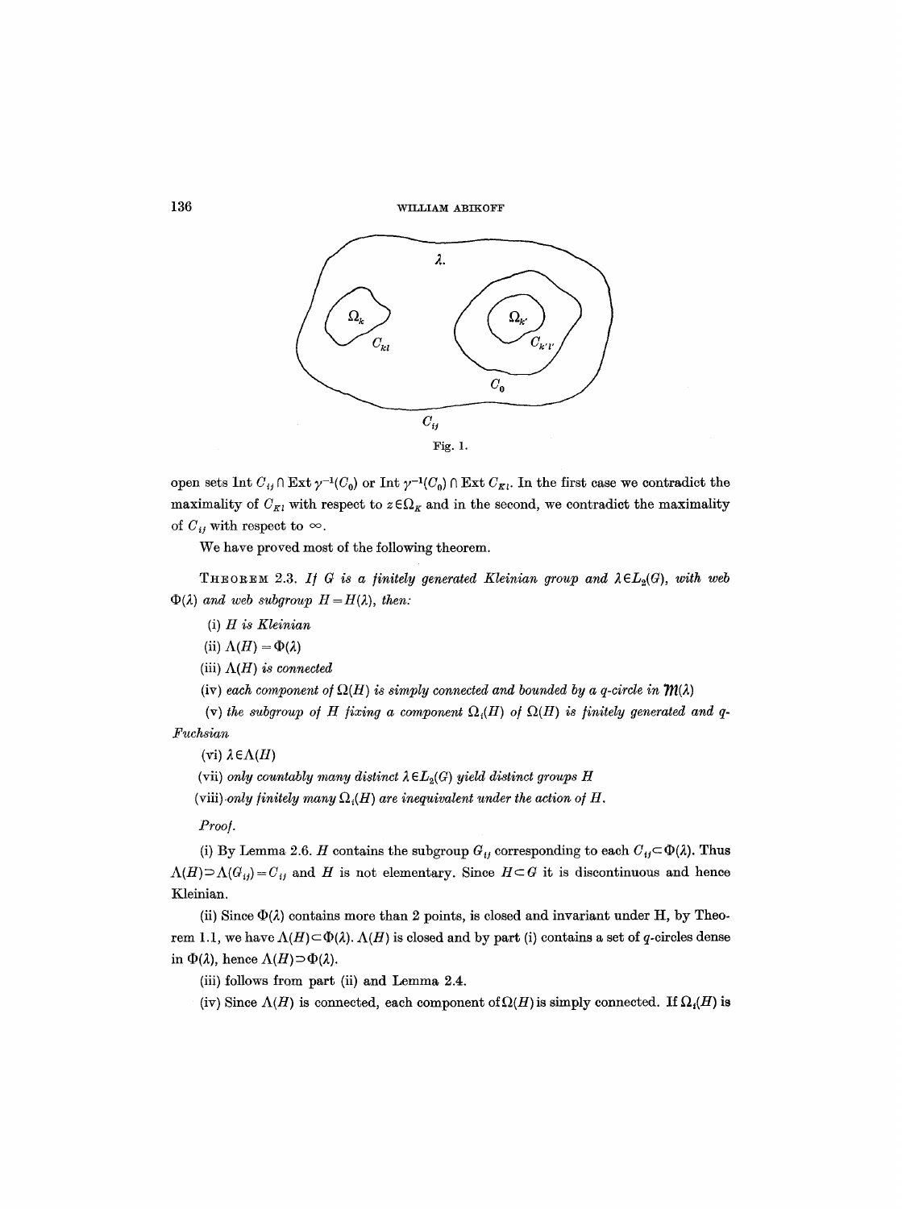Fig. 1.

open sets $\text{Int}\, C_{ij} \cap \text{Ext}\, \gamma^{-1}(C_0)$ or $\text{Int}\, \gamma^{-1}(C_0) \cap \text{Ext}\, C_{Kl}$. In the first case we contradict the maximality of $C_{Kl}$ with respect to $z \in \Omega_K$ and in the second, we contradict the maximality of $C_{ij}$ with respect to $\infty$.

We have proved most of the following theorem.

THEOREM 2.3. *If $G$ is a finitely generated Kleinian group and $\lambda \in L_2(G)$, with web $\Phi(\lambda)$ and web subgroup $H = H(\lambda)$, then:*

(i) *$H$ is Kleinian*

(ii) *$\Lambda(H) = \Phi(\lambda)$*

(iii) *$\Lambda(H)$ is connected*

(iv) *each component of $\Omega(H)$ is simply connected and bounded by a q-circle in $\mathcal{M}(\lambda)$*

(v) *the subgroup of $H$ fixing a component $\Omega_i(H)$ of $\Omega(H)$ is finitely generated and q-Fuchsian*

(vi) *$\lambda \in \Lambda(H)$*

(vii) *only countably many distinct $\lambda \in L_2(G)$ yield distinct groups $H$*

(viii) *only finitely many $\Omega_i(H)$ are inequivalent under the action of $H$.*

*Proof.*

(i) By Lemma 2.6. $H$ contains the subgroup $G_{ij}$ corresponding to each $C_{ij} \subset \Phi(\lambda)$. Thus $\Lambda(H) \supset \Lambda(G_{ij}) = C_{ij}$ and $H$ is not elementary. Since $H \subset G$ it is discontinuous and hence Kleinian.

(ii) Since $\Phi(\lambda)$ contains more than 2 points, is closed and invariant under H, by Theorem 1.1, we have $\Lambda(H) \subset \Phi(\lambda)$. $\Lambda(H)$ is closed and by part (i) contains a set of $q$-circles dense in $\Phi(\lambda)$, hence $\Lambda(H) \supset \Phi(\lambda)$.

(iii) follows from part (ii) and Lemma 2.4.

(iv) Since $\Lambda(H)$ is connected, each component of $\Omega(H)$ is simply connected. If $\Omega_i(H)$ is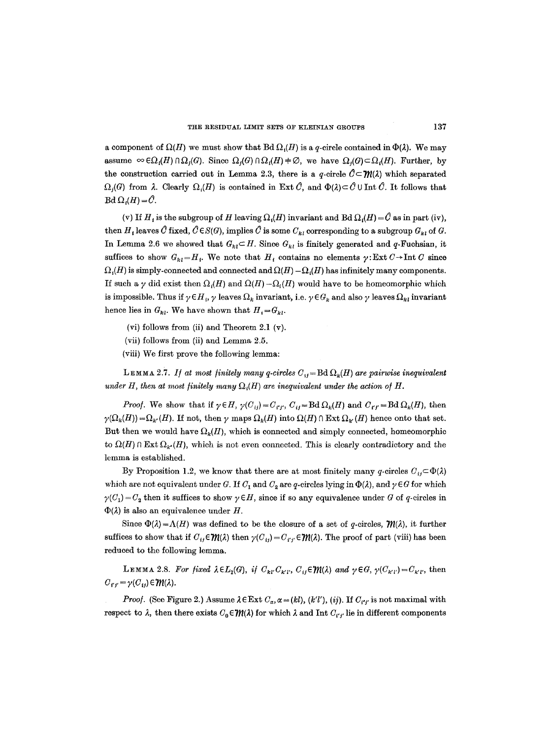a component of $\Omega(H)$ we must show that $\operatorname{Bd} \Omega_i(H)$ is a $q$-circle contained in $\Phi(\lambda)$. We may assume $\infty \in \Omega_i(H) \cap \Omega_j(G)$. Since $\Omega_j(G) \cap \Omega_i(H) \neq \emptyset$, we have $\Omega_j(G) \subset \Omega_i(H)$. Further, by the construction carried out in Lemma 2.3, there is a $q$-circle $\hat{C} \subset \mathcal{M}(\lambda)$ which separated $\Omega_j(G)$ from $\lambda$. Clearly $\Omega_i(H)$ is contained in $\operatorname{Ext} \hat{C}$, and $\Phi(\lambda) \subset \hat{C} \cup \operatorname{Int} \hat{C}$. It follows that $\operatorname{Bd} \Omega_i(H) = \hat{C}$.

(v) If $H_i$ is the subgroup of $H$ leaving $\Omega_i(H)$ invariant and $\operatorname{Bd} \Omega_i(H) = \hat{C}$ as in part (iv), then $H_i$ leaves $\hat{C}$ fixed, $\hat{C} \in S(G)$, implies $\hat{C}$ is some $C_{kl}$ corresponding to a subgroup $G_{kl}$ of $G$. In Lemma 2.6 we showed that $G_{kl} \subset H$. Since $G_{kl}$ is finitely generated and $q$-Fuchsian, it suffices to show $G_{kl} = H_i$. We note that $H_i$ contains no elements $\gamma: \operatorname{Ext} C \to \operatorname{Int} C$ since $\Omega_i(H)$ is simply-connected and connected and $\Omega(H) - \Omega_i(H)$ has infinitely many components. If such a $\gamma$ did exist then $\Omega_i(H)$ and $\Omega(H) - \Omega_i(H)$ would have to be homeomorphic which is impossible. Thus if $\gamma \in H_i$, $\gamma$ leaves $\Omega_k$ invariant, i.e. $\gamma \in G_k$ and also $\gamma$ leaves $\Omega_{kl}$ invariant hence lies in $G_{kl}$. We have shown that $H_i = G_{kl}$.

(vi) follows from (ii) and Theorem 2.1 (v).

(vii) follows from (ii) and Lemma 2.5.

(viii) We first prove the following lemma:

LEMMA 2.7. *If at most finitely many $q$-circles $C_{ij} = \operatorname{Bd} \Omega_k(H)$ are pairwise inequivalent under $H$, then at most finitely many $\Omega_i(H)$ are inequivalent under the action of $H$.*

*Proof.* We show that if $\gamma \in H$, $\gamma(C_{ij}) = C_{i'j'}$, $C_{ij} = \operatorname{Bd} \Omega_k(H)$ and $C_{i'j'} = \operatorname{Bd} \Omega_{k'}(H)$, then $\gamma(\Omega_k(H)) = \Omega_{k'}(H)$. If not, then $\gamma$ maps $\Omega_k(H)$ into $\Omega(H) \cap \operatorname{Ext} \Omega_{k'}(H)$ hence onto that set. But then we would have $\Omega_k(H)$, which is connected and simply connected, homeomorphic to $\Omega(H) \cap \operatorname{Ext} \Omega_{k'}(H)$, which is not even connected. This is clearly contradictory and the lemma is established.

By Proposition 1.2, we know that there are at most finitely many $q$-circles $C_{ij} \subset \Phi(\lambda)$ which are not equivalent under $G$. If $C_1$ and $C_2$ are $q$-circles lying in $\Phi(\lambda)$, and $\gamma \in G$ for which $\gamma(C_1) = C_2$ then it suffices to show $\gamma \in H$, since if so any equivalence under $G$ of $q$-circles in $\Phi(\lambda)$ is also an equivalence under $H$.

Since $\Phi(\lambda) = \Lambda(H)$ was defined to be the closure of a set of $q$-circles, $\mathcal{M}(\lambda)$, it further suffices to show that if $C_{ij} \in \mathcal{M}(\lambda)$ then $\gamma(C_{ij}) = C_{i'j'} \in \mathcal{M}(\lambda)$. The proof of part (viii) has been reduced to the following lemma.

LEMMA 2.8. *For fixed $\lambda \in L_2(G)$, if $C_{kl'} C_{k'l'}$, $C_{ij} \in \mathcal{M}(\lambda)$ and $\gamma \in G$, $\gamma(C_{k'l'}) = C_{k'l'}$, then $C_{i'j'} = \gamma(C_{ij}) \in \mathcal{M}(\lambda)$.*

*Proof.* (See Figure 2.) Assume $\lambda \in \operatorname{Ext} C_\alpha$, $\alpha = (kl)$, $(k'l')$, $(ij)$. If $C_{i'j'}$ is not maximal with respect to $\lambda$, then there exists $C_0 \in \mathcal{M}(\lambda)$ for which $\lambda$ and $\operatorname{Int} C_{i'j'}$ lie in different components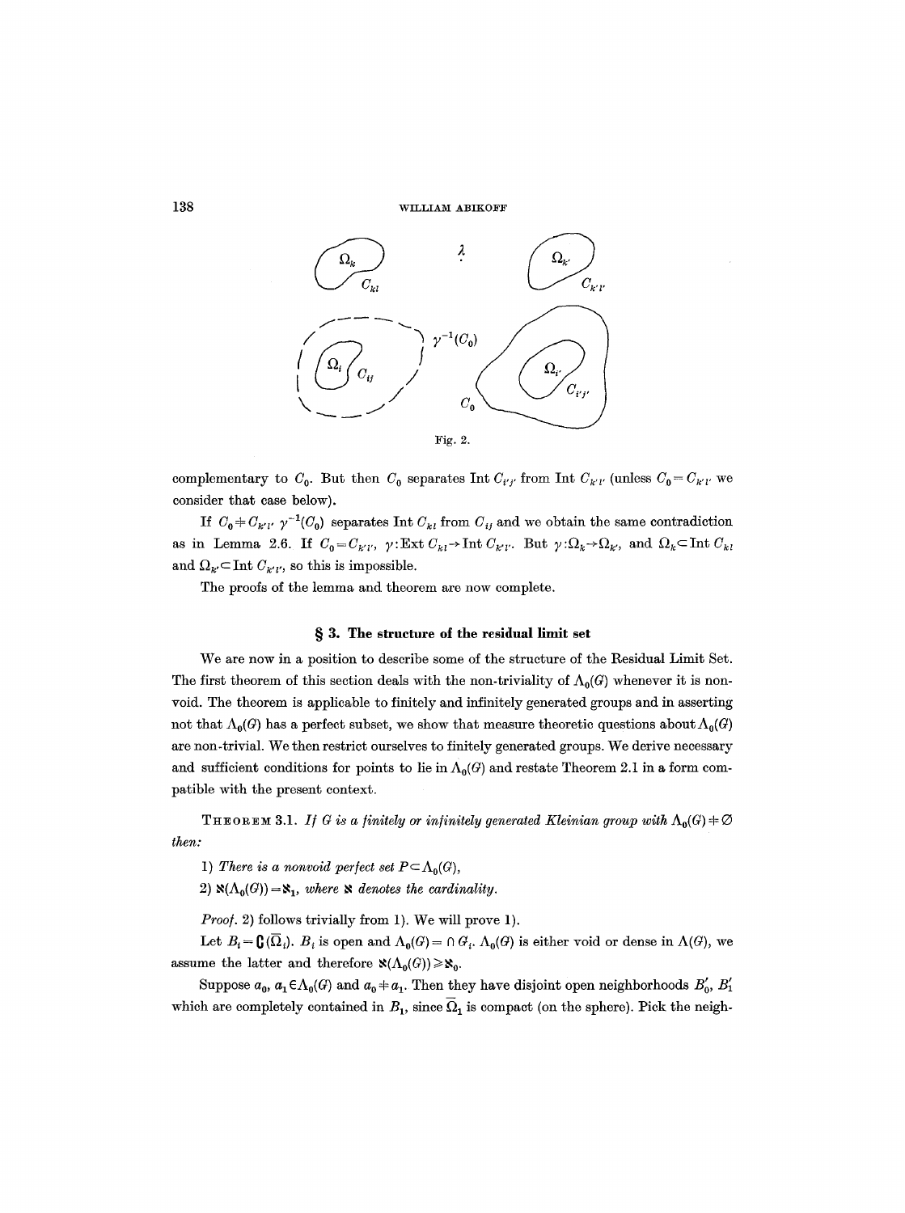Fig. 2.

complementary to $C_0$. But then $C_0$ separates Int $C_{i'j'}$ from Int $C_{k'l'}$ (unless $C_0 = C_{k'l'}$ we consider that case below).

If $C_0 \neq C_{k'l'}$ $\gamma^{-1}(C_0)$ separates Int $C_{kl}$ from $C_{ij}$ and we obtain the same contradiction as in Lemma 2.6. If $C_0 = C_{k'l'}$, $\gamma$: Ext $C_{kl} \to$ Int $C_{k'l'}$. But $\gamma: \Omega_k \to \Omega_{k'}$, and $\Omega_k \subset$ Int $C_{kl}$ and $\Omega_{k'} \subset$ Int $C_{k'l'}$, so this is impossible.

The proofs of the lemma and theorem are now complete.

## § 3. The structure of the residual limit set

We are now in a position to describe some of the structure of the Residual Limit Set. The first theorem of this section deals with the non-triviality of $\Lambda_0(G)$ whenever it is non-void. The theorem is applicable to finitely and infinitely generated groups and in asserting not that $\Lambda_0(G)$ has a perfect subset, we show that measure theoretic questions about $\Lambda_0(G)$ are non-trivial. We then restrict ourselves to finitely generated groups. We derive necessary and sufficient conditions for points to lie in $\Lambda_0(G)$ and restate Theorem 2.1 in a form compatible with the present context.

THEOREM 3.1. *If $G$ is a finitely or infinitely generated Kleinian group with $\Lambda_0(G) \neq \emptyset$ then:*

*1) There is a nonvoid perfect set $P \subset \Lambda_0(G)$,*

*2) $\aleph(\Lambda_0(G)) = \aleph_1$, where $\aleph$ denotes the cardinality.*

*Proof.* 2) follows trivially from 1). We will prove 1).

Let $B_i = \complement(\bar{\Omega}_i)$. $B_i$ is open and $\Lambda_0(G) = \cap G_i$. $\Lambda_0(G)$ is either void or dense in $\Lambda(G)$, we assume the latter and therefore $\aleph(\Lambda_0(G)) \geq \aleph_0$.

Suppose $a_0, a_1 \in \Lambda_0(G)$ and $a_0 \neq a_1$. Then they have disjoint open neighborhoods $B_0', B_1'$ which are completely contained in $B_1$, since $\bar{\Omega}_1$ is compact (on the sphere). Pick the neigh-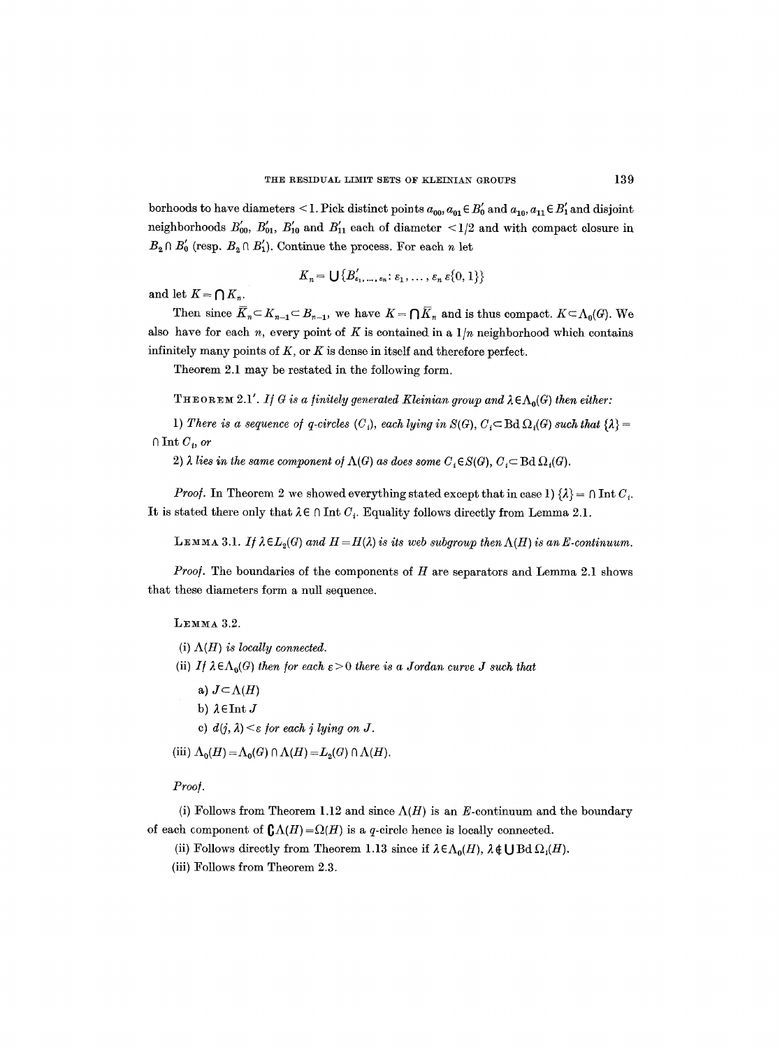borhoods to have diameters $<1$. Pick distinct points $a_{00}, a_{01} \in B_0'$ and $a_{10}, a_{11} \in B_1'$ and disjoint neighborhoods $B_{00}'$, $B_{01}'$, $B_{10}'$ and $B_{11}'$ each of diameter $<1/2$ and with compact closure in $B_2 \cap B_0'$ (resp. $B_2 \cap B_1'$). Continue the process. For each $n$ let

$$K_n = \bigcup \{B'_{\varepsilon_1, \ldots, \varepsilon_n} : \varepsilon_1, \ldots, \varepsilon_n \, \varepsilon\{0, 1\}\}$$

and let $K = \bigcap K_n$.

Then since $\bar{K}_n \subset K_{n-1} \subset B_{n-1}$, we have $K = \bigcap \bar{K}_n$ and is thus compact. $K \subset \Lambda_0(G)$. We also have for each $n$, every point of $K$ is contained in a $1/n$ neighborhood which contains infinitely many points of $K$, or $K$ is dense in itself and therefore perfect.

Theorem 2.1 may be restated in the following form.

THEOREM 2.1'. *If $G$ is a finitely generated Kleinian group and $\lambda \in \Lambda_0(G)$ then either:*

*1) There is a sequence of q-circles $(C_i)$, each lying in $S(G)$, $C_i \subset \operatorname{Bd} \Omega_i(G)$ such that $\{\lambda\} = \bigcap \operatorname{Int} C_i$, or*

*2) $\lambda$ lies in the same component of $\Lambda(G)$ as does some $C_i \in S(G)$, $C_i \subset \operatorname{Bd} \Omega_i(G)$.*

*Proof.* In Theorem 2 we showed everything stated except that in case 1) $\{\lambda\} = \bigcap \operatorname{Int} C_i$. It is stated there only that $\lambda \in \bigcap \operatorname{Int} C_i$. Equality follows directly from Lemma 2.1.

LEMMA 3.1. *If $\lambda \in L_2(G)$ and $H = H(\lambda)$ is its web subgroup then $\Lambda(H)$ is an E-continuum.*

*Proof.* The boundaries of the components of $H$ are separators and Lemma 2.1 shows that these diameters form a null sequence.

LEMMA 3.2.

(i) *$\Lambda(H)$ is locally connected.*

(ii) *If $\lambda \in \Lambda_0(G)$ then for each $\varepsilon > 0$ there is a Jordan curve $J$ such that*

  a) *$J \subset \Lambda(H)$*

  b) *$\lambda \in \operatorname{Int} J$*

  c) *$d(j, \lambda) < \varepsilon$ for each $j$ lying on $J$.*

(iii) *$\Lambda_0(H) = \Lambda_0(G) \cap \Lambda(H) = L_2(G) \cap \Lambda(H)$.*

*Proof.*

(i) Follows from Theorem 1.12 and since $\Lambda(H)$ is an $E$-continuum and the boundary of each component of $\complement \Lambda(H) = \Omega(H)$ is a $q$-circle hence is locally connected.

(ii) Follows directly from Theorem 1.13 since if $\lambda \in \Lambda_0(H)$, $\lambda \notin \bigcup \operatorname{Bd} \Omega_i(H)$.

(iii) Follows from Theorem 2.3.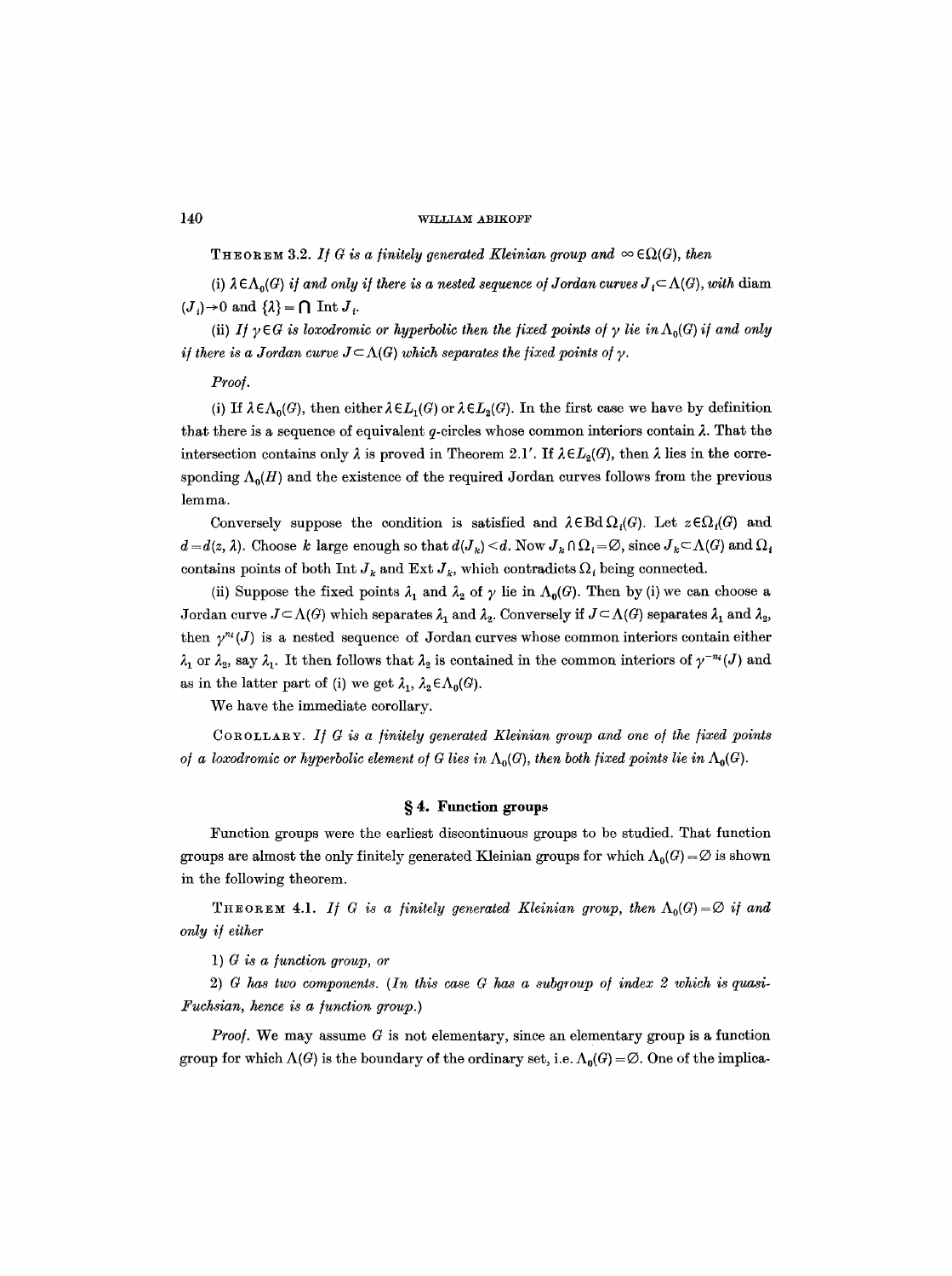**Theorem 3.2.** *If $G$ is a finitely generated Kleinian group and $\infty \in \Omega(G)$, then*

(i) *$\lambda \in \Lambda_0(G)$ if and only if there is a nested sequence of Jordan curves $J_i \subset \Lambda(G)$, with* diam $(J_i) \to 0$ and $\{\lambda\} = \bigcap$ Int $J_i$.

(ii) *If $\gamma \in G$ is loxodromic or hyperbolic then the fixed points of $\gamma$ lie in $\Lambda_0(G)$ if and only if there is a Jordan curve $J \subset \Lambda(G)$ which separates the fixed points of $\gamma$.*

*Proof.*

(i) If $\lambda \in \Lambda_0(G)$, then either $\lambda \in L_1(G)$ or $\lambda \in L_2(G)$. In the first case we have by definition that there is a sequence of equivalent $q$-circles whose common interiors contain $\lambda$. That the intersection contains only $\lambda$ is proved in Theorem 2.1'. If $\lambda \in L_2(G)$, then $\lambda$ lies in the corresponding $\Lambda_0(H)$ and the existence of the required Jordan curves follows from the previous lemma.

Conversely suppose the condition is satisfied and $\lambda \in \mathrm{Bd}\, \Omega_i(G)$. Let $z \in \Omega_i(G)$ and $d = d(z, \lambda)$. Choose $k$ large enough so that $d(J_k) < d$. Now $J_k \cap \Omega_i = \varnothing$, since $J_k \subset \Lambda(G)$ and $\Omega_i$ contains points of both Int $J_k$ and Ext $J_k$, which contradicts $\Omega_i$ being connected.

(ii) Suppose the fixed points $\lambda_1$ and $\lambda_2$ of $\gamma$ lie in $\Lambda_0(G)$. Then by (i) we can choose a Jordan curve $J \subset \Lambda(G)$ which separates $\lambda_1$ and $\lambda_2$. Conversely if $J \subset \Lambda(G)$ separates $\lambda_1$ and $\lambda_2$, then $\gamma^{n_i}(J)$ is a nested sequence of Jordan curves whose common interiors contain either $\lambda_1$ or $\lambda_2$, say $\lambda_1$. It then follows that $\lambda_2$ is contained in the common interiors of $\gamma^{-n_i}(J)$ and as in the latter part of (i) we get $\lambda_1, \lambda_2 \in \Lambda_0(G)$.

We have the immediate corollary.

**Corollary.** *If $G$ is a finitely generated Kleinian group and one of the fixed points of a loxodromic or hyperbolic element of $G$ lies in $\Lambda_0(G)$, then both fixed points lie in $\Lambda_0(G)$.*

## § 4. Function groups

Function groups were the earliest discontinuous groups to be studied. That function groups are almost the only finitely generated Kleinian groups for which $\Lambda_0(G) = \varnothing$ is shown in the following theorem.

**Theorem 4.1.** *If $G$ is a finitely generated Kleinian group, then $\Lambda_0(G) = \varnothing$ if and only if either*

1) *$G$ is a function group, or*

2) *$G$ has two components. (In this case $G$ has a subgroup of index 2 which is quasi-Fuchsian, hence is a function group.)*

*Proof.* We may assume $G$ is not elementary, since an elementary group is a function group for which $\Lambda(G)$ is the boundary of the ordinary set, i.e. $\Lambda_0(G) = \varnothing$. One of the implica-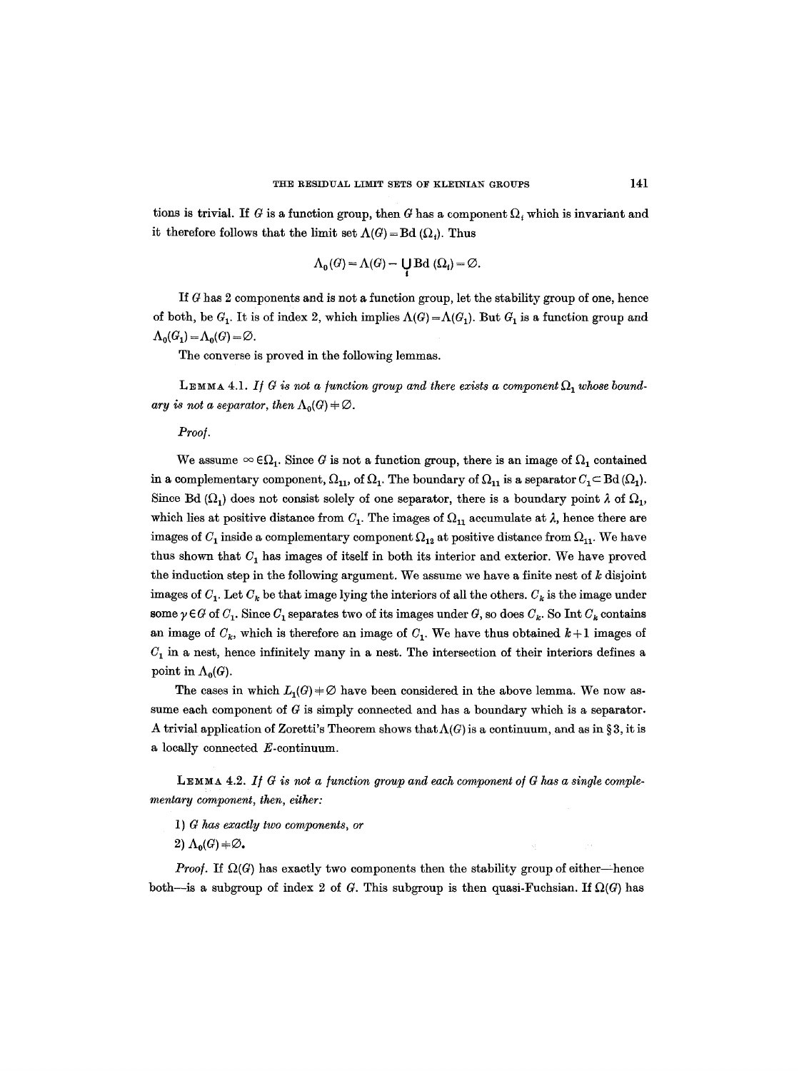tions is trivial. If $G$ is a function group, then $G$ has a component $\Omega_i$ which is invariant and it therefore follows that the limit set $\Lambda(G) = \text{Bd}(\Omega_i)$. Thus

$$\Lambda_0(G) = \Lambda(G) - \bigcup_i \text{Bd}(\Omega_i) = \emptyset.$$

If $G$ has 2 components and is not a function group, let the stability group of one, hence of both, be $G_1$. It is of index 2, which implies $\Lambda(G) = \Lambda(G_1)$. But $G_1$ is a function group and $\Lambda_0(G_1) = \Lambda_0(G) = \emptyset$.

The converse is proved in the following lemmas.

LEMMA 4.1. *If $G$ is not a function group and there exists a component $\Omega_1$ whose boundary is not a separator, then $\Lambda_0(G) \neq \emptyset$.*

*Proof.*

We assume $\infty \in \Omega_1$. Since $G$ is not a function group, there is an image of $\Omega_1$ contained in a complementary component, $\Omega_{11}$, of $\Omega_1$. The boundary of $\Omega_{11}$ is a separator $C_1 \subset \text{Bd}(\Omega_1)$. Since $\text{Bd}(\Omega_1)$ does not consist solely of one separator, there is a boundary point $\lambda$ of $\Omega_1$, which lies at positive distance from $C_1$. The images of $\Omega_{11}$ accumulate at $\lambda$, hence there are images of $C_1$ inside a complementary component $\Omega_{12}$ at positive distance from $\Omega_{11}$. We have thus shown that $C_1$ has images of itself in both its interior and exterior. We have proved the induction step in the following argument. We assume we have a finite nest of $k$ disjoint images of $C_1$. Let $C_k$ be that image lying the interiors of all the others. $C_k$ is the image under some $\gamma \in G$ of $C_1$. Since $C_1$ separates two of its images under $G$, so does $C_k$. So Int $C_k$ contains an image of $C_k$, which is therefore an image of $C_1$. We have thus obtained $k+1$ images of $C_1$ in a nest, hence infinitely many in a nest. The intersection of their interiors defines a point in $\Lambda_0(G)$.

The cases in which $L_1(G) \neq \emptyset$ have been considered in the above lemma. We now assume each component of $G$ is simply connected and has a boundary which is a separator. A trivial application of Zoretti's Theorem shows that $\Lambda(G)$ is a continuum, and as in § 3, it is a locally connected $E$-continuum.

LEMMA 4.2. *If $G$ is not a function group and each component of $G$ has a single complementary component, then, either:*

*1) $G$ has exactly two components, or*

*2) $\Lambda_0(G) \neq \emptyset$.*

*Proof.* If $\Omega(G)$ has exactly two components then the stability group of either—hence both—is a subgroup of index 2 of $G$. This subgroup is then quasi-Fuchsian. If $\Omega(G)$ has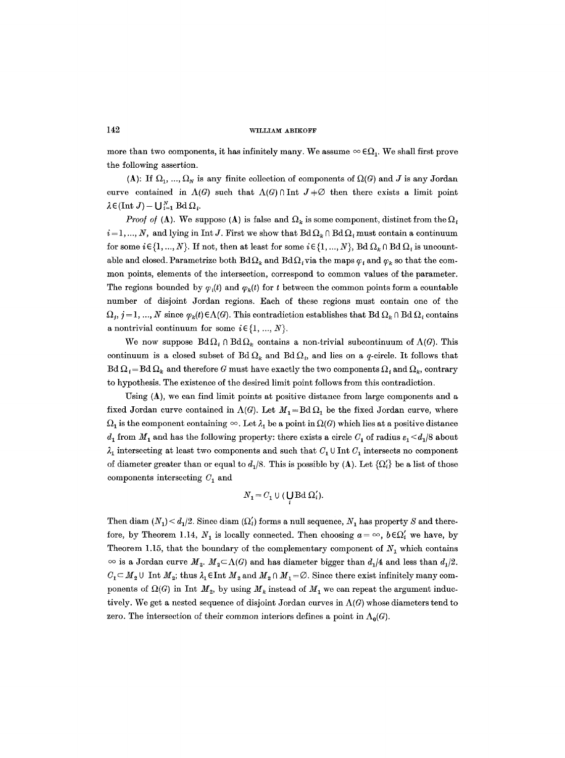more than two components, it has infinitely many. We assume $\infty \in \Omega_1$. We shall first prove the following assertion.

(**A**): If $\Omega_1, \ldots, \Omega_N$ is any finite collection of components of $\Omega(G)$ and $J$ is any Jordan curve contained in $\Lambda(G)$ such that $\Lambda(G) \cap \text{Int } J \neq \emptyset$ then there exists a limit point $\lambda \in (\text{Int } J) - \bigcup_{i=1}^{N} \text{Bd } \Omega_i$.

*Proof of* (**A**). We suppose (**A**) is false and $\Omega_k$ is some component, distinct from the $\Omega_i$ $i = 1, \ldots, N$, and lying in Int $J$. First we show that $\text{Bd } \Omega_k \cap \text{Bd } \Omega_i$ must contain a continuum for some $i \in \{1, \ldots, N\}$. If not, then at least for some $i \in \{1, \ldots, N\}$, $\text{Bd } \Omega_k \cap \text{Bd } \Omega_i$ is uncountable and closed. Parametrize both $\text{Bd } \Omega_k$ and $\text{Bd } \Omega_i$ via the maps $\varphi_i$ and $\varphi_k$ so that the common points, elements of the intersection, correspond to common values of the parameter. The regions bounded by $\varphi_i(t)$ and $\varphi_k(t)$ for $t$ between the common points form a countable number of disjoint Jordan regions. Each of these regions must contain one of the $\Omega_j$, $j = 1, \ldots, N$ since $\varphi_k(t) \in \Lambda(G)$. This contradiction establishes that $\text{Bd } \Omega_k \cap \text{Bd } \Omega_i$ contains a nontrivial continuum for some $i \in \{1, \ldots, N\}$.

We now suppose $\text{Bd } \Omega_i \cap \text{Bd } \Omega_k$ contains a non-trivial subcontinuum of $\Lambda(G)$. This continuum is a closed subset of $\text{Bd } \Omega_k$ and $\text{Bd } \Omega_i$, and lies on a $q$-circle. It follows that $\text{Bd } \Omega_i = \text{Bd } \Omega_k$ and therefore $G$ must have exactly the two components $\Omega_i$ and $\Omega_k$, contrary to hypothesis. The existence of the desired limit point follows from this contradiction.

Using (**A**), we can find limit points at positive distance from large components and a fixed Jordan curve contained in $\Lambda(G)$. Let $M_1 = \text{Bd } \Omega_1$ be the fixed Jordan curve, where $\Omega_1$ is the component containing $\infty$. Let $\lambda_1$ be a point in $\Omega(G)$ which lies at a positive distance $d_1$ from $M_1$ and has the following property: there exists a circle $C_1$ of radius $\varepsilon_1 < d_1/8$ about $\lambda_1$ intersecting at least two components and such that $C_1 \cup \text{Int } C_1$ intersects no component of diameter greater than or equal to $d_1/8$. This is possible by (**A**). Let $\{\Omega_i'\}$ be a list of those components intersecting $C_1$ and

$$N_1 = C_1 \cup \left(\bigcup_i \text{Bd } \Omega_i'\right).$$

Then diam $(N_1) < d_1/2$. Since diam $(\Omega_i')$ forms a null sequence, $N_1$ has property $S$ and therefore, by Theorem 1.14, $N_1$ is locally connected. Then choosing $a = \infty$, $b \in \Omega_1'$ we have, by Theorem 1.15, that the boundary of the complementary component of $N_1$ which contains $\infty$ is a Jordan curve $M_2$. $M_2 \subset \Lambda(G)$ and has diameter bigger than $d_1/4$ and less than $d_1/2$. $C_1 \subset M_2 \cup \text{Int } M_2$; thus $\lambda_1 \in \text{Int } M_2$ and $M_2 \cap M_1 = \emptyset$. Since there exist infinitely many components of $\Omega(G)$ in Int $M_2$, by using $M_k$ instead of $M_1$ we can repeat the argument inductively. We get a nested sequence of disjoint Jordan curves in $\Lambda(G)$ whose diameters tend to zero. The intersection of their common interiors defines a point in $\Lambda_0(G)$.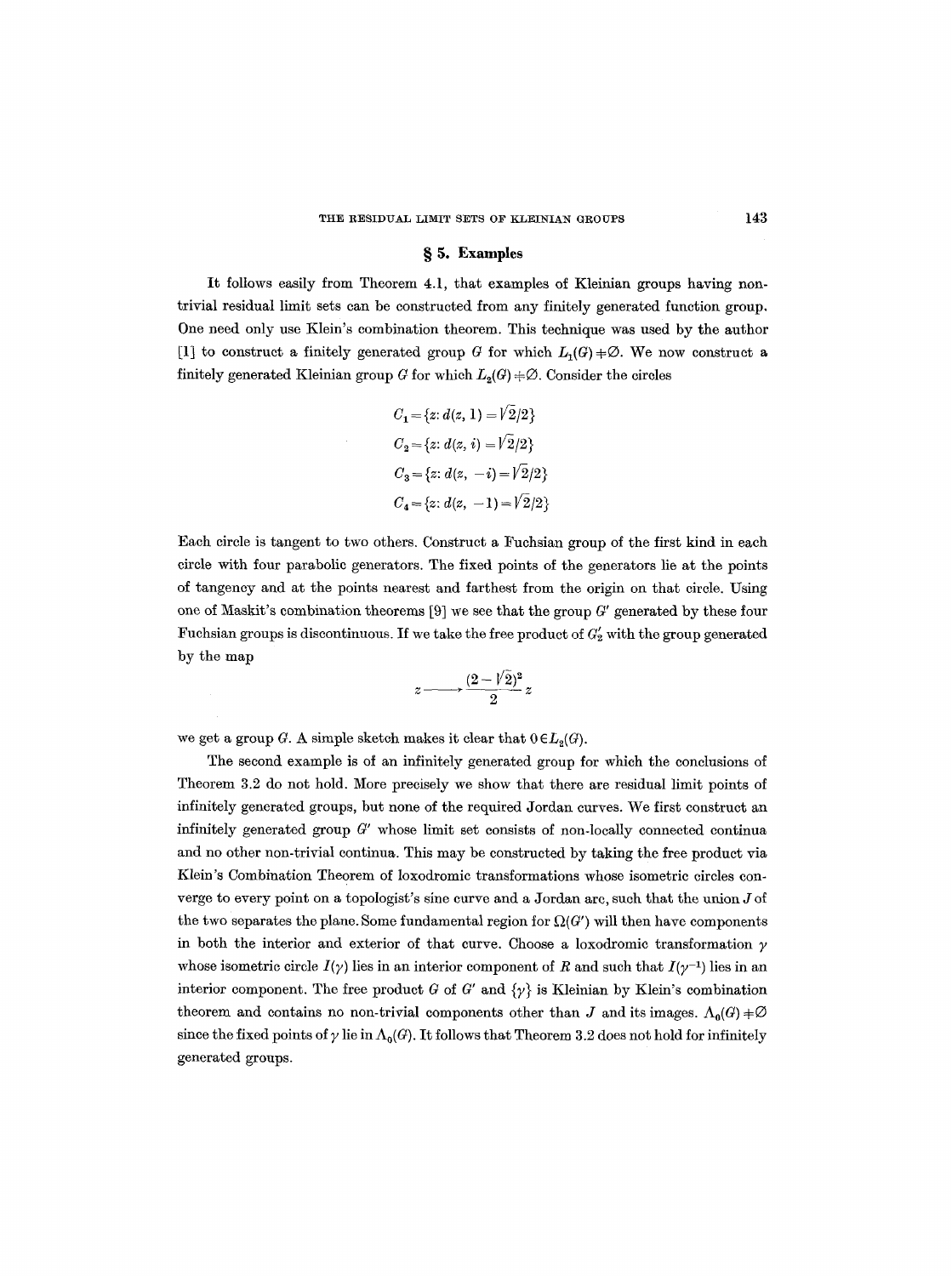## § 5. Examples

It follows easily from Theorem 4.1, that examples of Kleinian groups having non-trivial residual limit sets can be constructed from any finitely generated function group. One need only use Klein's combination theorem. This technique was used by the author [1] to construct a finitely generated group $G$ for which $L_1(G) \neq \emptyset$. We now construct a finitely generated Kleinian group $G$ for which $L_2(G) \neq \emptyset$. Consider the circles

$$C_1 = \{z: d(z, 1) = \sqrt{2}/2\}$$
$$C_2 = \{z: d(z, i) = \sqrt{2}/2\}$$
$$C_3 = \{z: d(z, -i) = \sqrt{2}/2\}$$
$$C_4 = \{z: d(z, -1) = \sqrt{2}/2\}$$

Each circle is tangent to two others. Construct a Fuchsian group of the first kind in each circle with four parabolic generators. The fixed points of the generators lie at the points of tangency and at the points nearest and farthest from the origin on that circle. Using one of Maskit's combination theorems [9] we see that the group $G'$ generated by these four Fuchsian groups is discontinuous. If we take the free product of $G'_2$ with the group generated by the map

$$z \longrightarrow \frac{(2-\sqrt{2})^2}{2} z$$

we get a group $G$. A simple sketch makes it clear that $0 \in L_2(G)$.

The second example is of an infinitely generated group for which the conclusions of Theorem 3.2 do not hold. More precisely we show that there are residual limit points of infinitely generated groups, but none of the required Jordan curves. We first construct an infinitely generated group $G'$ whose limit set consists of non-locally connected continua and no other non-trivial continua. This may be constructed by taking the free product via Klein's Combination Theorem of loxodromic transformations whose isometric circles converge to every point on a topologist's sine curve and a Jordan arc, such that the union $J$ of the two separates the plane. Some fundamental region for $\Omega(G')$ will then have components in both the interior and exterior of that curve. Choose a loxodromic transformation $\gamma$ whose isometric circle $I(\gamma)$ lies in an interior component of $R$ and such that $I(\gamma^{-1})$ lies in an interior component. The free product $G$ of $G'$ and $\{\gamma\}$ is Kleinian by Klein's combination theorem and contains no non-trivial components other than $J$ and its images. $\Lambda_0(G) \neq \emptyset$ since the fixed points of $\gamma$ lie in $\Lambda_0(G)$. It follows that Theorem 3.2 does not hold for infinitely generated groups.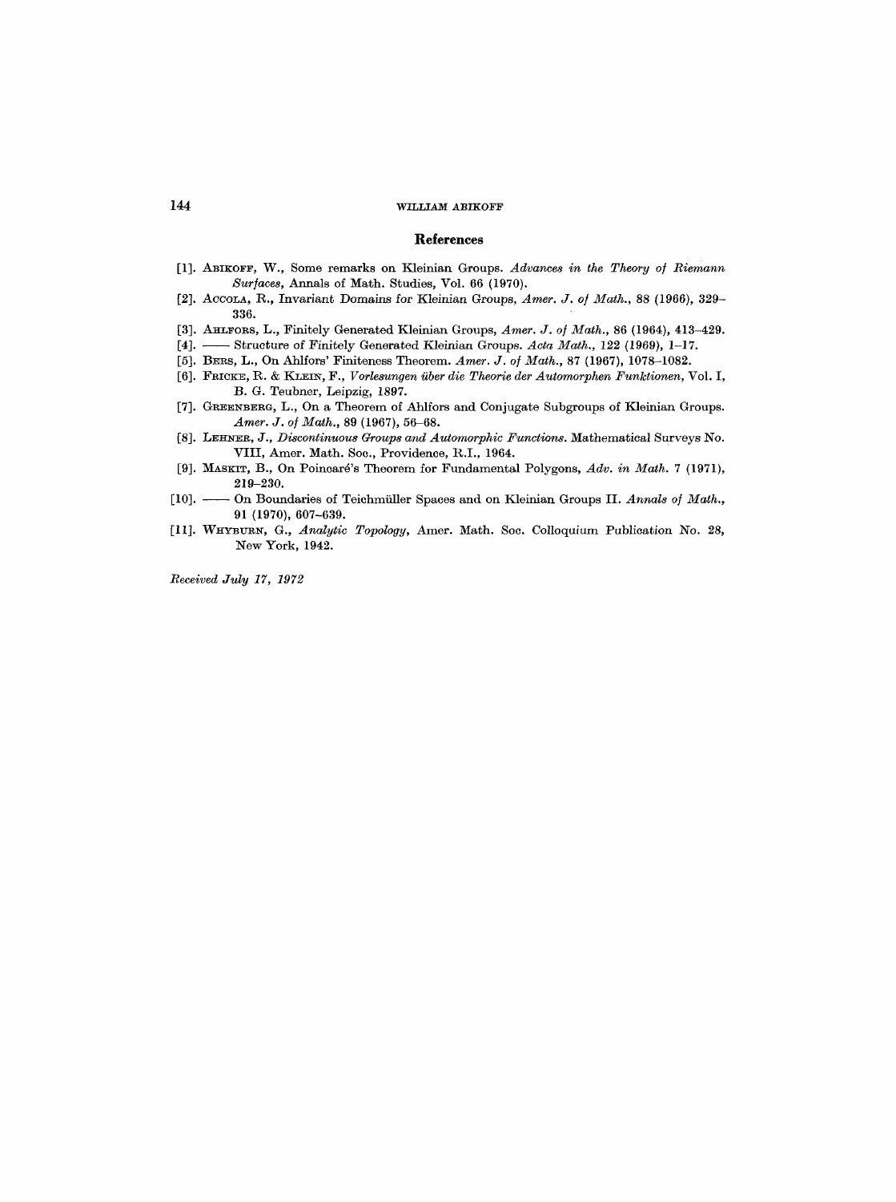## References

[1]. Abikoff, W., Some remarks on Kleinian Groups. *Advances in the Theory of Riemann Surfaces*, Annals of Math. Studies, Vol. 66 (1970).

[2]. Accola, R., Invariant Domains for Kleinian Groups, *Amer. J. of Math.*, 88 (1966), 329–336.

[3]. Ahlfors, L., Finitely Generated Kleinian Groups, *Amer. J. of Math.*, 86 (1964), 413–429.

[4]. —— Structure of Finitely Generated Kleinian Groups. *Acta Math.*, 122 (1969), 1–17.

[5]. Bers, L., On Ahlfors' Finiteness Theorem. *Amer. J. of Math.*, 87 (1967), 1078–1082.

[6]. Fricke, R. & Klein, F., *Vorlesungen über die Theorie der Automorphen Funktionen*, Vol. I, B. G. Teubner, Leipzig, 1897.

[7]. Greenberg, L., On a Theorem of Ahlfors and Conjugate Subgroups of Kleinian Groups. *Amer. J. of Math.*, 89 (1967), 56–68.

[8]. Lehner, J., *Discontinuous Groups and Automorphic Functions*. Mathematical Surveys No. VIII, Amer. Math. Soc., Providence, R.I., 1964.

[9]. Maskit, B., On Poincaré's Theorem for Fundamental Polygons, *Adv. in Math.* 7 (1971), 219–230.

[10]. —— On Boundaries of Teichmüller Spaces and on Kleinian Groups II. *Annals of Math.*, 91 (1970), 607–639.

[11]. Whyburn, G., *Analytic Topology*, Amer. Math. Soc. Colloquium Publication No. 28, New York, 1942.

*Received July 17, 1972*